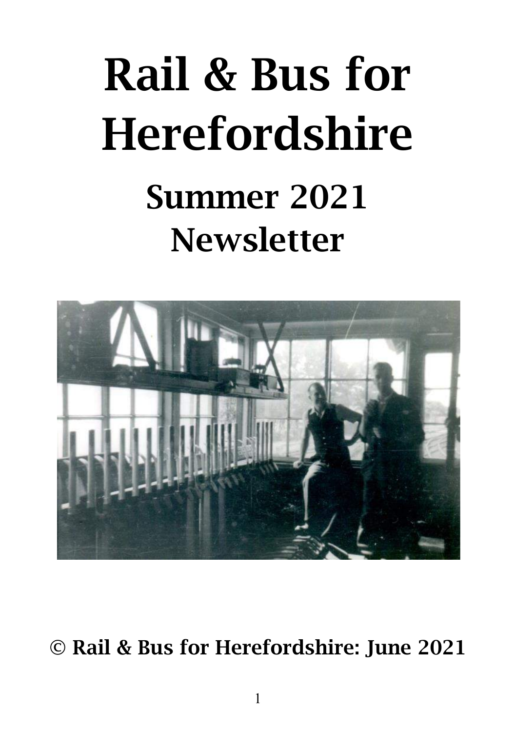# Rail & Bus for Herefordshire

## Summer 2021 Newsletter

**© Rail & Bus for Herefordshire: June 2021**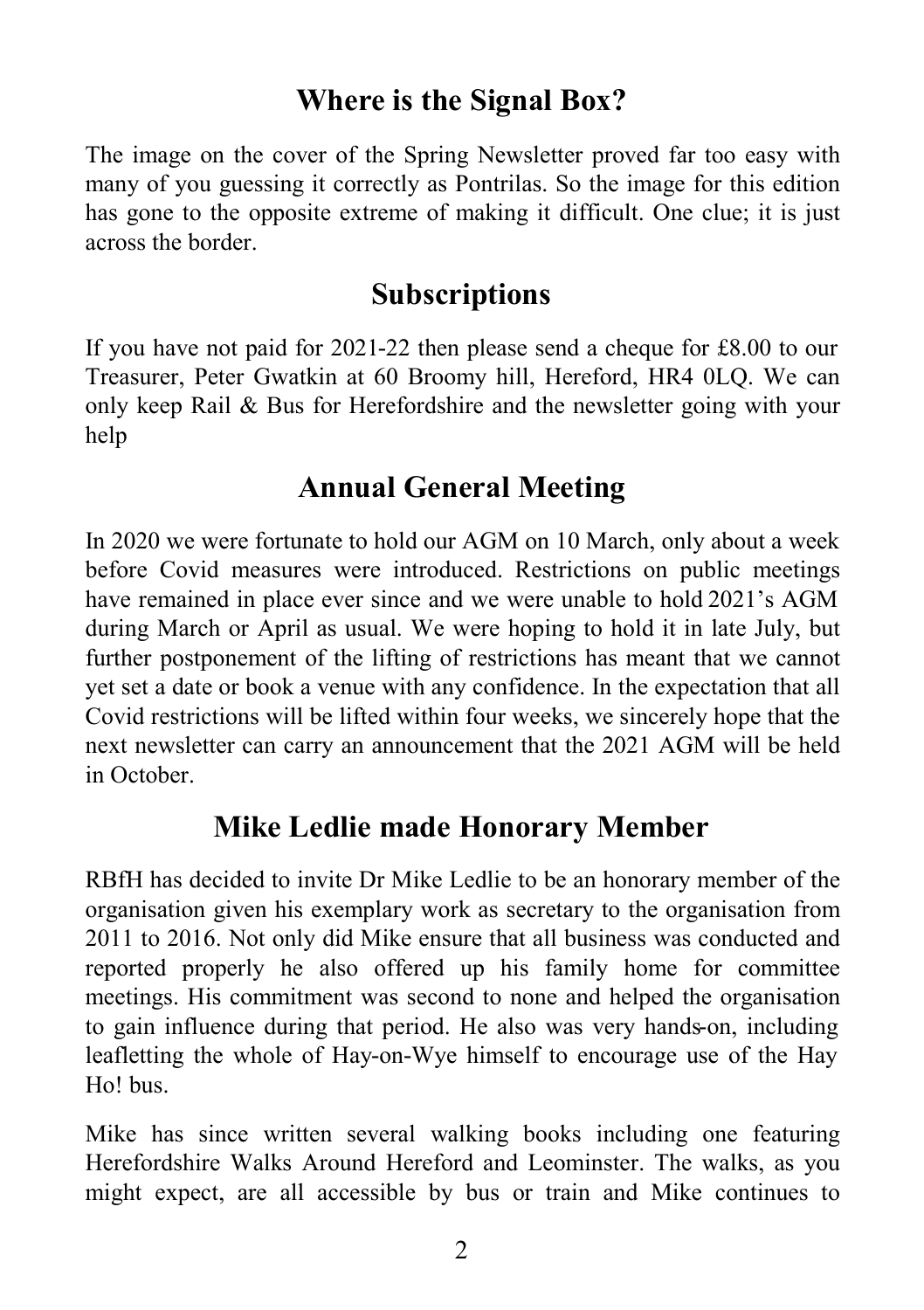## Where is the Signal Box?

The image on the cover of the Spring Newsletter proved far too easy with many of you guessing it correctly as Pontrilas. So the image for this edition has gone to the opposite extreme of making it difficult. One clue; it is just across the border.

## Subscriptions

If you have not paid for 2021-22 then please send a cheque for £8.00 to our Treasurer, Peter Gwatkin at 60 Broomy hill, Hereford, HR4 0LQ. We can only keep Rail & Bus for Herefordshire and the newsletter going with your help

## Annual General Meeting

In 2020 we were fortunate to hold our AGM on 10 March, only about a week before Covid measures were introduced. Restrictions on public meetings have remained in place ever since and we were unable to hold 2021's AGM during March or April as usual. We were hoping to hold it in late July, but further postponement of the lifting of restrictions has meant that we cannot yet set a date or book a venue with any confidence. In the expectation that all Covid restrictions will be lifted within four weeks, we sincerely hope that the next newsletter can carry an announcement that the 2021 AGM will be held in October.

## Mike Ledlie made Honorary Member

RBfH has decided to invite Dr Mike Ledlie to be an honorary member of the organisation given his exemplary work as secretary to the organisation from 2011 to 2016. Not only did Mike ensure that all business was conducted and reported properly he also offered up his family home for committee meetings. His commitment was second to none and helped the organisation to gain influence during that period. He also was very hands-on, including leafletting the whole of Hay-on-Wye himself to encourage use of the Hay Ho! bus.

Mike has since written several walking books including one featuring Herefordshire Walks Around Hereford and Leominster. The walks, as you might expect, are all accessible by bus or train and Mike continues to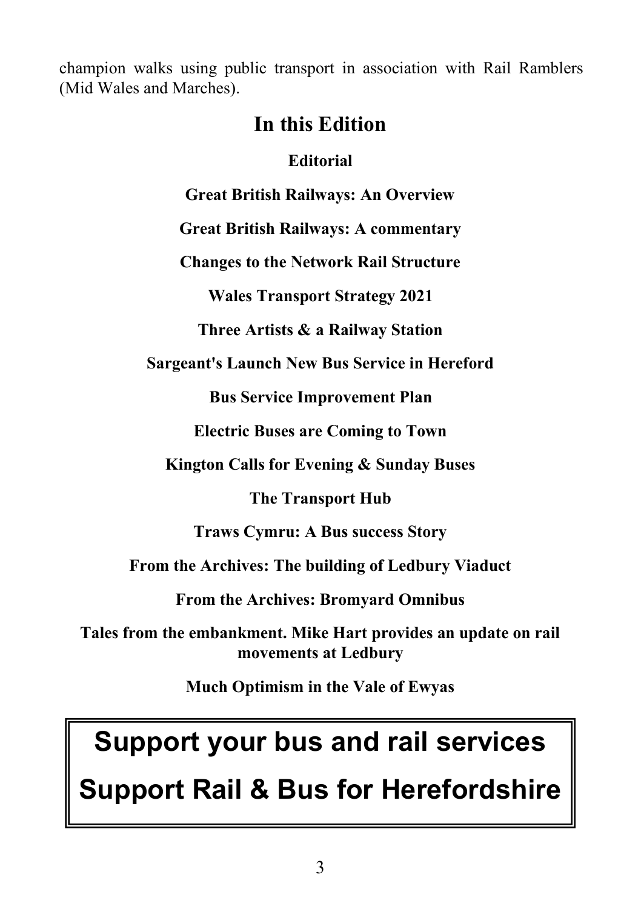champion walks using public transport in association with Rail Ramblers (Mid Wales and Marches).

## In this Edition

**Editorial**

**Great British Railways: An Overview**

**Great British Railways: A commentary**

**Changes to the Network Rail Structure**

**Wales Transport Strategy 2021**

**Three Artists & a Railway Station**

**Sargeant's Launch New Bus Service in Hereford**

**Bus Service Improvement Plan**

**Electric Buses are Coming to Town**

**Kington Calls for Evening & Sunday Buses**

**The Transport Hub**

**Traws Cymru: A Bus success Story**

**From the Archives: The building of Ledbury Viaduct**

**From the Archives: Bromyard Omnibus**

**Tales from the embankment. Mike Hart provides an update on rail movements at Ledbury**

**Much Optimism in the Vale of Ewyas**

**Support your bus and rail services**

**Support Rail & Bus for Herefordshire**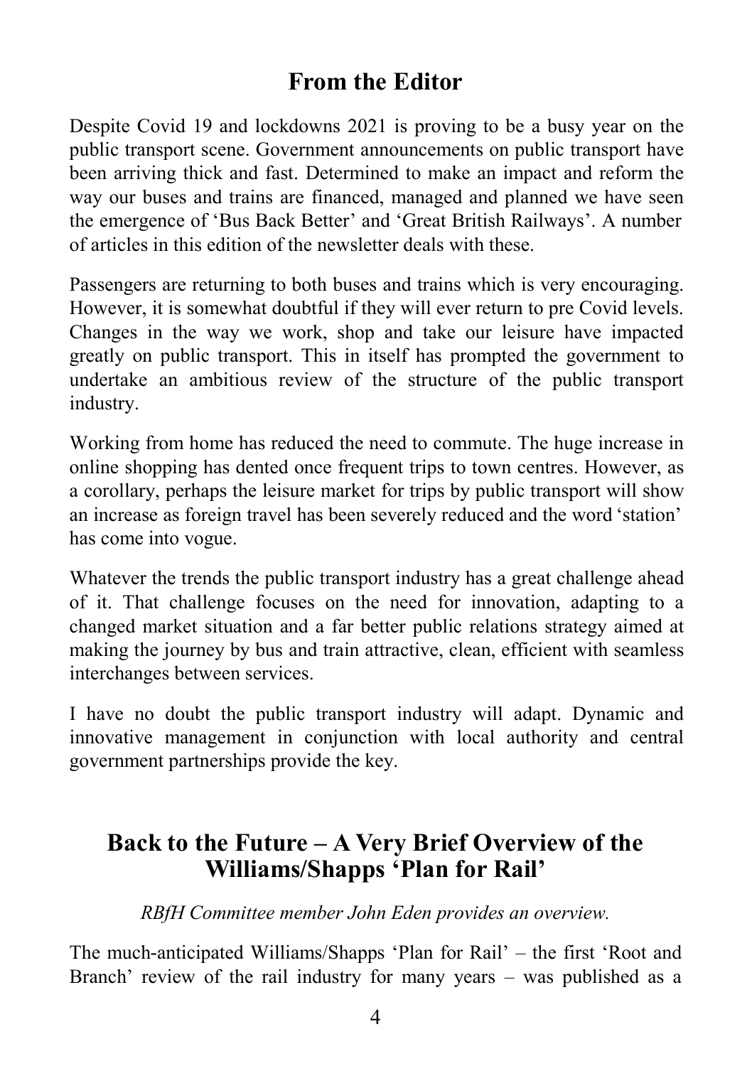## From the Editor

Despite Covid 19 and lockdowns 2021 is proving to be a busy year on the public transport scene. Government announcements on public transport have been arriving thick and fast. Determined to make an impact and reform the way our buses and trains are financed, managed and planned we have seen the emergence of 'Bus Back Better' and 'Great British Railways'. A number of articles in this edition of the newsletter deals with these.

Passengers are returning to both buses and trains which is very encouraging. However, it is somewhat doubtful if they will ever return to pre Covid levels. Changes in the way we work, shop and take our leisure have impacted greatly on public transport. This in itself has prompted the government to undertake an ambitious review of the structure of the public transport industry.

Working from home has reduced the need to commute. The huge increase in online shopping has dented once frequent trips to town centres. However, as a corollary, perhaps the leisure market for trips by public transport will show an increase as foreign travel has been severely reduced and the word 'station' has come into vogue.

Whatever the trends the public transport industry has a great challenge ahead of it. That challenge focuses on the need for innovation, adapting to a changed market situation and a far better public relations strategy aimed at making the journey by bus and train attractive, clean, efficient with seamless interchanges between services.

I have no doubt the public transport industry will adapt. Dynamic and innovative management in conjunction with local authority and central government partnerships provide the key.

## Back to the Future – A Very Brief Overview of the Williams/Shapps 'Plan for Rail'

*RBfH Committee member John Eden provides an overview.*

The much-anticipated Williams/Shapps 'Plan for Rail' – the first 'Root and Branch' review of the rail industry for many years – was published as a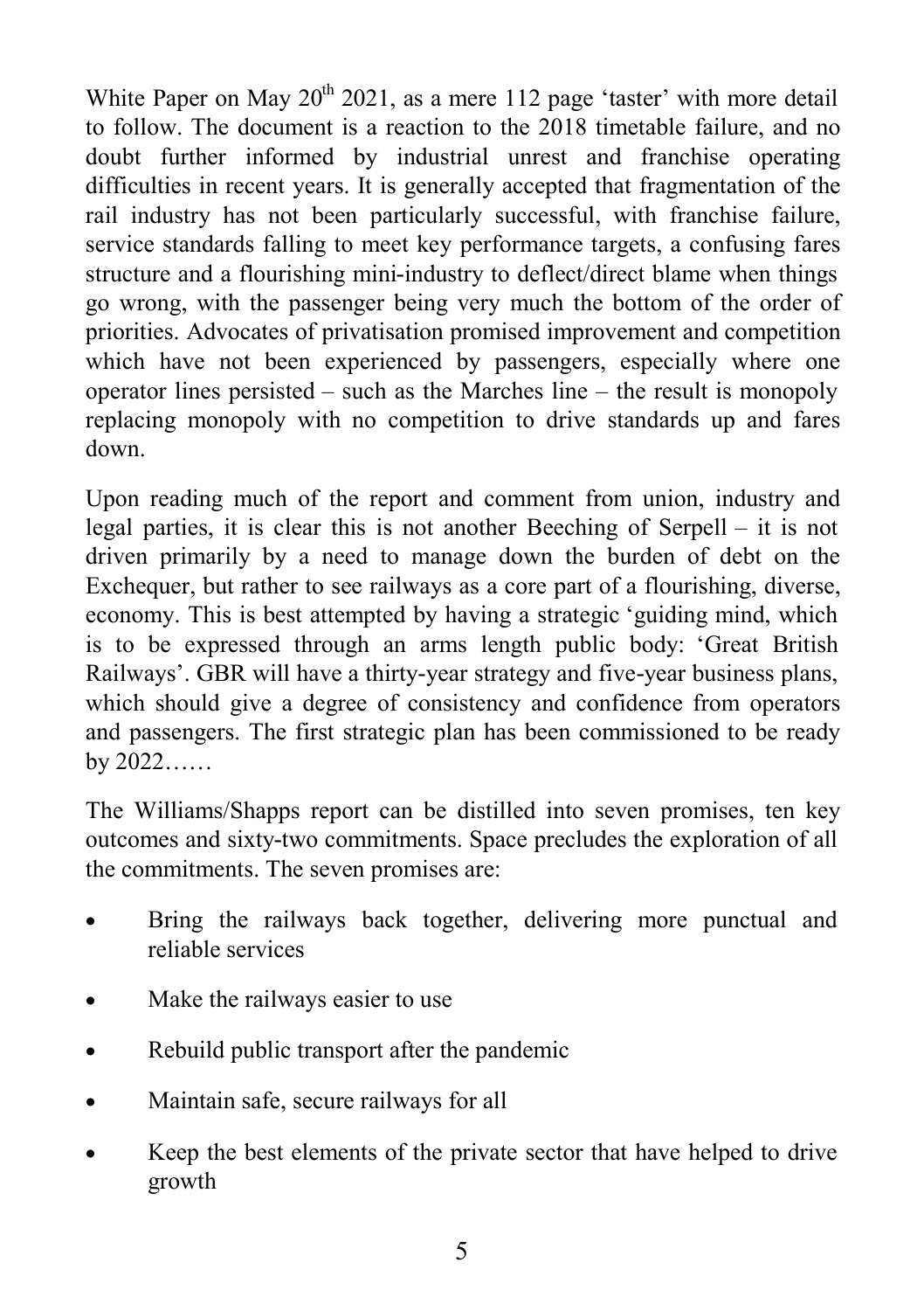White Paper on May 20th 2021, as a mere 112 page 'taster' with more detail to follow. The document is a reaction to the 2018 timetable failure, and no doubt further informed by industrial unrest and franchise operating difficulties in recent years. It is generally accepted that fragmentation of the rail industry has not been particularly successful, with franchise failure, service standards falling to meet key performance targets, a confusing fares structure and a flourishing mini-industry to deflect/direct blame when things go wrong, with the passenger being very much the bottom of the order of priorities. Advocates of privatisation promised improvement and competition which have not been experienced by passengers, especially where one operator lines persisted – such as the Marches line – the result is monopoly replacing monopoly with no competition to drive standards up and fares down.

Upon reading much of the report and comment from union, industry and legal parties, it is clear this is not another Beeching of Serpell – it is not driven primarily by a need to manage down the burden of debt on the Exchequer, but rather to see railways as a core part of a flourishing, diverse, economy. This is best attempted by having a strategic 'guiding mind, which is to be expressed through an arms length public body: 'Great British Railways'. GBR will have a thirty-year strategy and five-year business plans, which should give a degree of consistency and confidence from operators and passengers. The first strategic plan has been commissioned to be ready by 2022……

The Williams/Shapps report can be distilled into seven promises, ten key outcomes and sixty-two commitments. Space precludes the exploration of all the commitments. The seven promises are:

- Bring the railways back together, delivering more punctual and reliable services
- Make the railways easier to use
- Rebuild public transport after the pandemic
- Maintain safe, secure railways for all
- Keep the best elements of the private sector that have helped to drive growth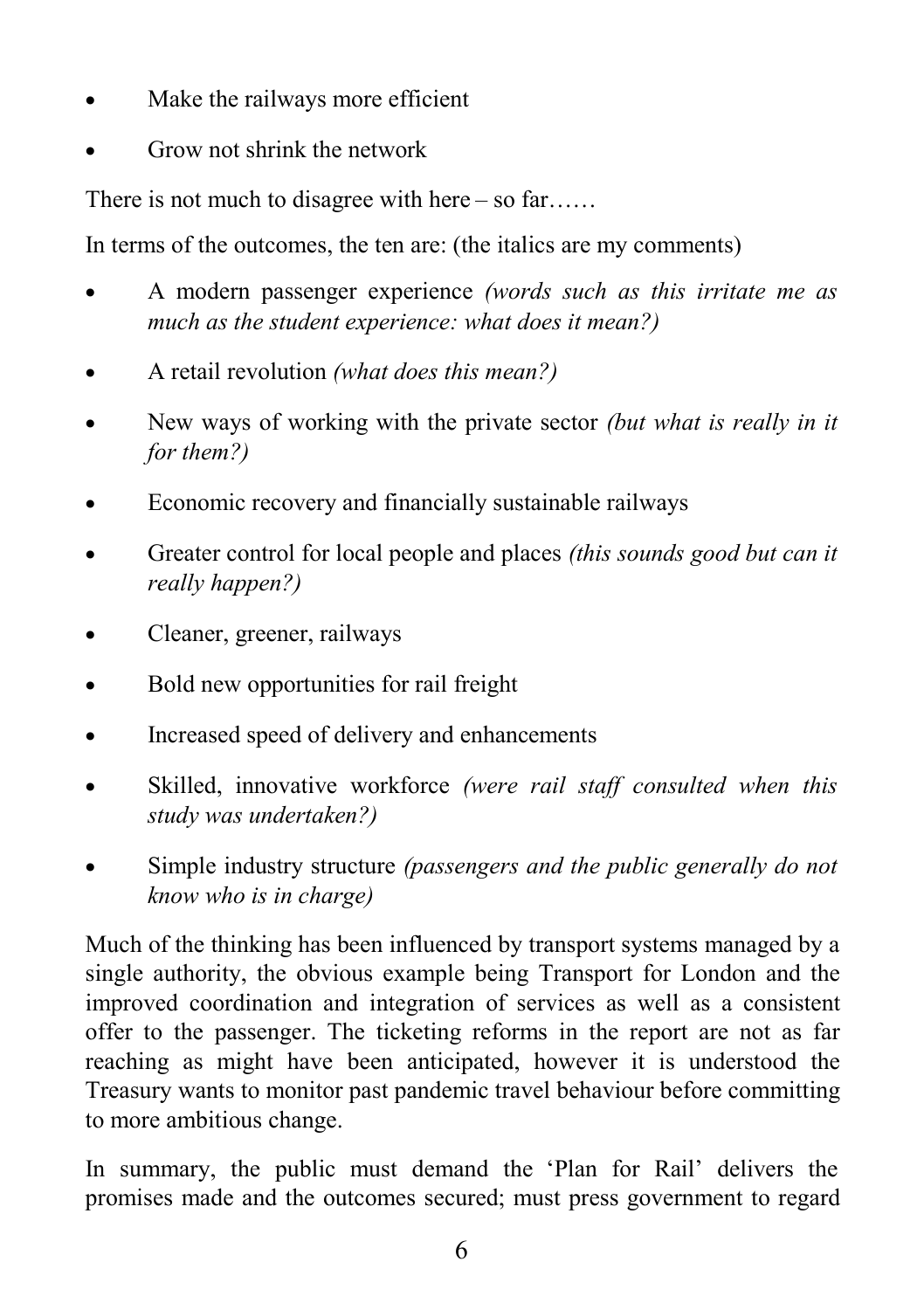- Make the railways more efficient
- Grow not shrink the network

There is not much to disagree with here – so far……

In terms of the outcomes, the ten are: (the italics are my comments)

- A modern passenger experience *(words such as this irritate me as much as the student experience: what does it mean?)*
- A retail revolution *(what does this mean?)*
- New ways of working with the private sector *(but what is really in it for them?)*
- Economic recovery and financially sustainable railways
- Greater control for local people and places *(this sounds good but can it really happen?)*
- Cleaner, greener, railways
- Bold new opportunities for rail freight
- Increased speed of delivery and enhancements
- Skilled, innovative workforce *(were rail staff consulted when this study was undertaken?)*
- Simple industry structure *(passengers and the public generally do not know who is in charge)*

Much of the thinking has been influenced by transport systems managed by a single authority, the obvious example being Transport for London and the improved coordination and integration of services as well as a consistent offer to the passenger. The ticketing reforms in the report are not as far reaching as might have been anticipated, however it is understood the Treasury wants to monitor past pandemic travel behaviour before committing to more ambitious change.

In summary, the public must demand the 'Plan for Rail' delivers the promises made and the outcomes secured; must press government to regard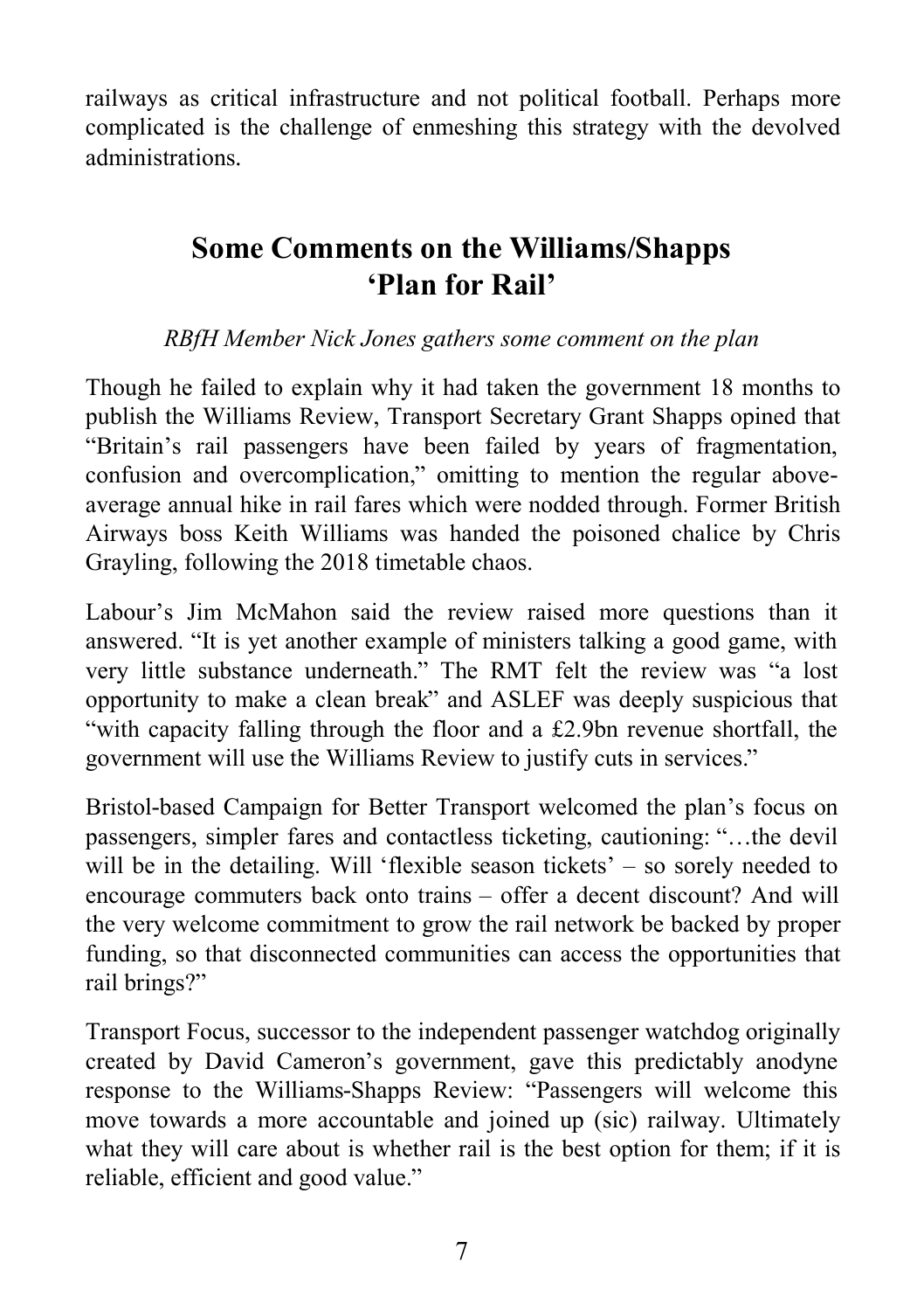railways as critical infrastructure and not political football. Perhaps more complicated is the challenge of enmeshing this strategy with the devolved administrations.

## Some Comments on the Williams/Shapps 'Plan for Rail'

*RBfH Member Nick Jones gathers some comment on the plan*

Though he failed to explain why it had taken the government 18 months to publish the Williams Review, Transport Secretary Grant Shapps opined that "Britain's rail passengers have been failed by years of fragmentation, confusion and overcomplication," omitting to mention the regular above-average annual hike in rail fares which were nodded through. Former British Airways boss Keith Williams was handed the poisoned chalice by Chris Grayling, following the 2018 timetable chaos.

Labour's Jim McMahon said the review raised more questions than it answered. "It is yet another example of ministers talking a good game, with very little substance underneath." The RMT felt the review was "a lost opportunity to make a clean break" and ASLEF was deeply suspicious that "with capacity falling through the floor and a £2.9bn revenue shortfall, the government will use the Williams Review to justify cuts in services."

Bristol-based Campaign for Better Transport welcomed the plan's focus on passengers, simpler fares and contactless ticketing, cautioning: "…the devil will be in the detailing. Will 'flexible season tickets' – so sorely needed to encourage commuters back onto trains – offer a decent discount? And will the very welcome commitment to grow the rail network be backed by proper funding, so that disconnected communities can access the opportunities that rail brings?"

Transport Focus, successor to the independent passenger watchdog originally created by David Cameron's government, gave this predictably anodyne response to the Williams-Shapps Review: "Passengers will welcome this move towards a more accountable and joined up (sic) railway. Ultimately what they will care about is whether rail is the best option for them; if it is reliable, efficient and good value."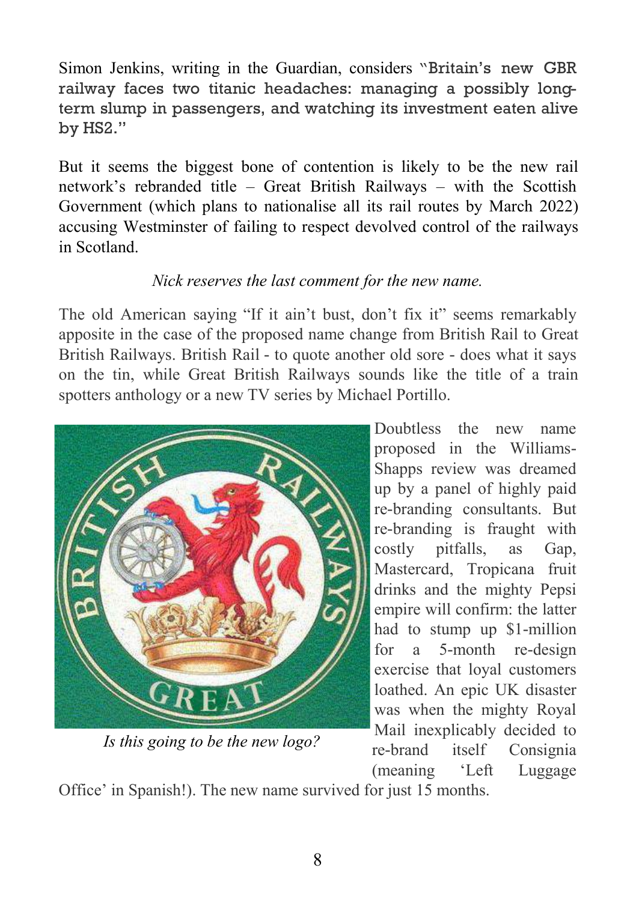Simon Jenkins, writing in the Guardian, considers "Britain's new GBR railway faces two titanic headaches: managing a possibly long-term slump in passengers, and watching its investment eaten alive by HS2."

But it seems the biggest bone of contention is likely to be the new rail network's rebranded title – Great British Railways – with the Scottish Government (which plans to nationalise all its rail routes by March 2022) accusing Westminster of failing to respect devolved control of the railways in Scotland.

*Nick reserves the last comment for the new name.*

The old American saying "If it ain't bust, don't fix it" seems remarkably apposite in the case of the proposed name change from British Rail to Great British Railways. British Rail - to quote another old sore - does what it says on the tin, while Great British Railways sounds like the title of a train spotters anthology or a new TV series by Michael Portillo.

*Is this going to be the new logo?*

Doubtless the new name proposed in the Williams-Shapps review was dreamed up by a panel of highly paid re-branding consultants. But re-branding is fraught with costly pitfalls, as Gap, Mastercard, Tropicana fruit drinks and the mighty Pepsi empire will confirm: the latter had to stump up $1-million for a 5-month re-design exercise that loyal customers loathed. An epic UK disaster was when the mighty Royal Mail inexplicably decided to re-brand itself Consignia (meaning 'Left Luggage Office' in Spanish!). The new name survived for just 15 months.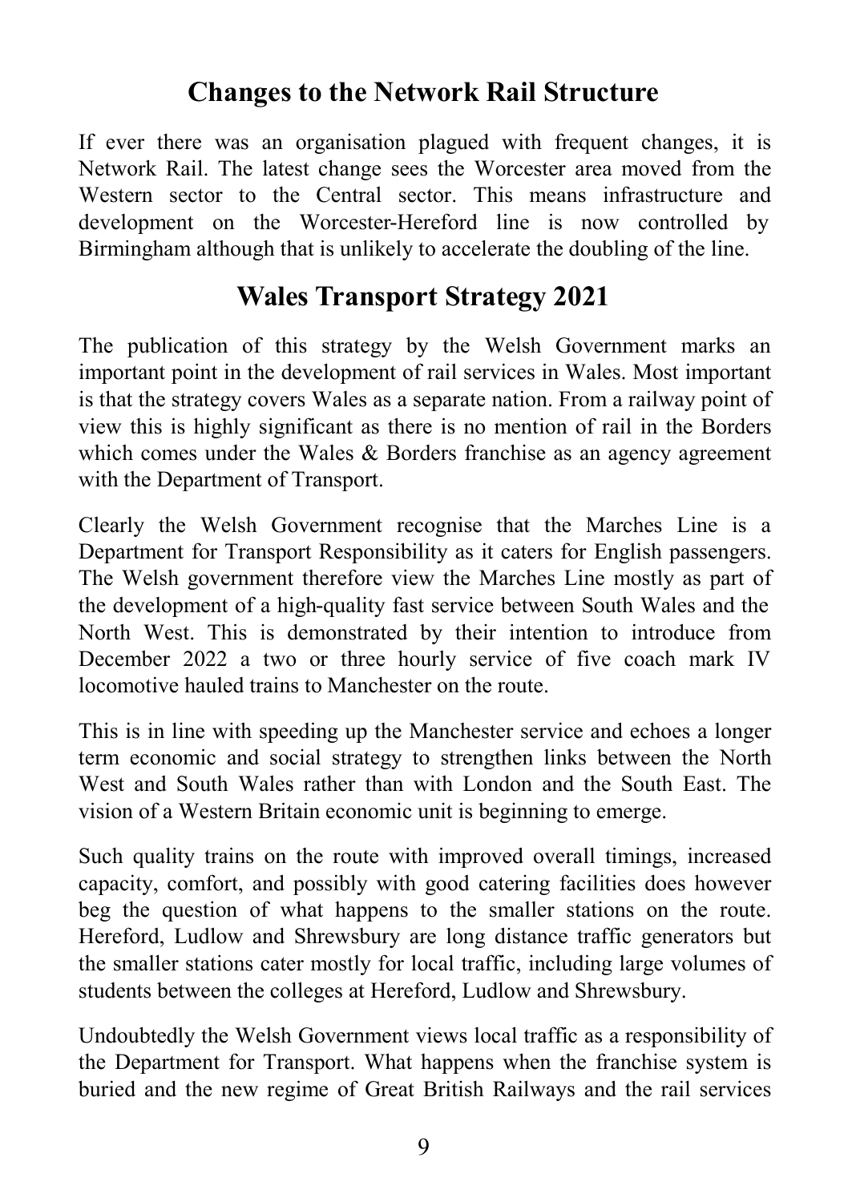## Changes to the Network Rail Structure

If ever there was an organisation plagued with frequent changes, it is Network Rail. The latest change sees the Worcester area moved from the Western sector to the Central sector. This means infrastructure and development on the Worcester-Hereford line is now controlled by Birmingham although that is unlikely to accelerate the doubling of the line.

## Wales Transport Strategy 2021

The publication of this strategy by the Welsh Government marks an important point in the development of rail services in Wales. Most important is that the strategy covers Wales as a separate nation. From a railway point of view this is highly significant as there is no mention of rail in the Borders which comes under the Wales & Borders franchise as an agency agreement with the Department of Transport.

Clearly the Welsh Government recognise that the Marches Line is a Department for Transport Responsibility as it caters for English passengers. The Welsh government therefore view the Marches Line mostly as part of the development of a high-quality fast service between South Wales and the North West. This is demonstrated by their intention to introduce from December 2022 a two or three hourly service of five coach mark IV locomotive hauled trains to Manchester on the route.

This is in line with speeding up the Manchester service and echoes a longer term economic and social strategy to strengthen links between the North West and South Wales rather than with London and the South East. The vision of a Western Britain economic unit is beginning to emerge.

Such quality trains on the route with improved overall timings, increased capacity, comfort, and possibly with good catering facilities does however beg the question of what happens to the smaller stations on the route. Hereford, Ludlow and Shrewsbury are long distance traffic generators but the smaller stations cater mostly for local traffic, including large volumes of students between the colleges at Hereford, Ludlow and Shrewsbury.

Undoubtedly the Welsh Government views local traffic as a responsibility of the Department for Transport. What happens when the franchise system is buried and the new regime of Great British Railways and the rail services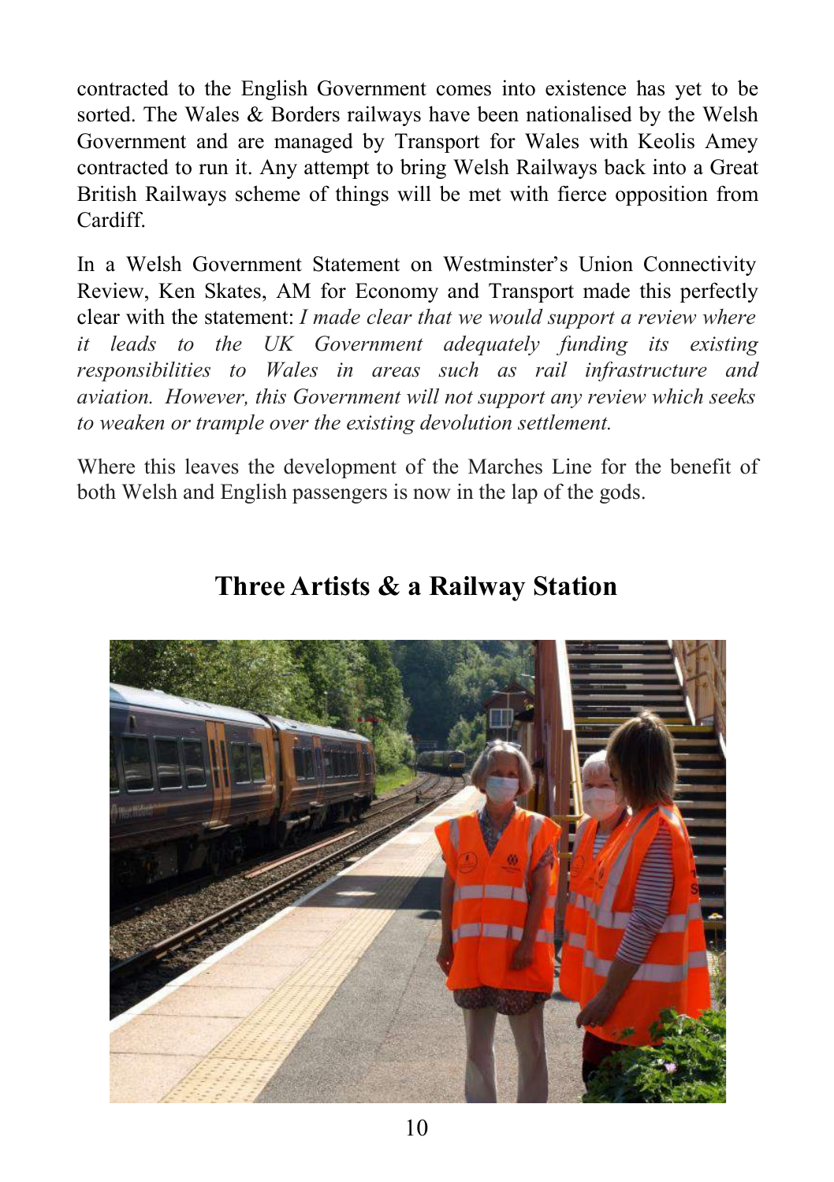contracted to the English Government comes into existence has yet to be sorted. The Wales & Borders railways have been nationalised by the Welsh Government and are managed by Transport for Wales with Keolis Amey contracted to run it. Any attempt to bring Welsh Railways back into a Great British Railways scheme of things will be met with fierce opposition from Cardiff.

In a Welsh Government Statement on Westminster's Union Connectivity Review, Ken Skates, AM for Economy and Transport made this perfectly clear with the statement: *I made clear that we would support a review where it leads to the UK Government adequately funding its existing responsibilities to Wales in areas such as rail infrastructure and aviation. However, this Government will not support any review which seeks to weaken or trample over the existing devolution settlement.*

Where this leaves the development of the Marches Line for the benefit of both Welsh and English passengers is now in the lap of the gods.

## Three Artists & a Railway Station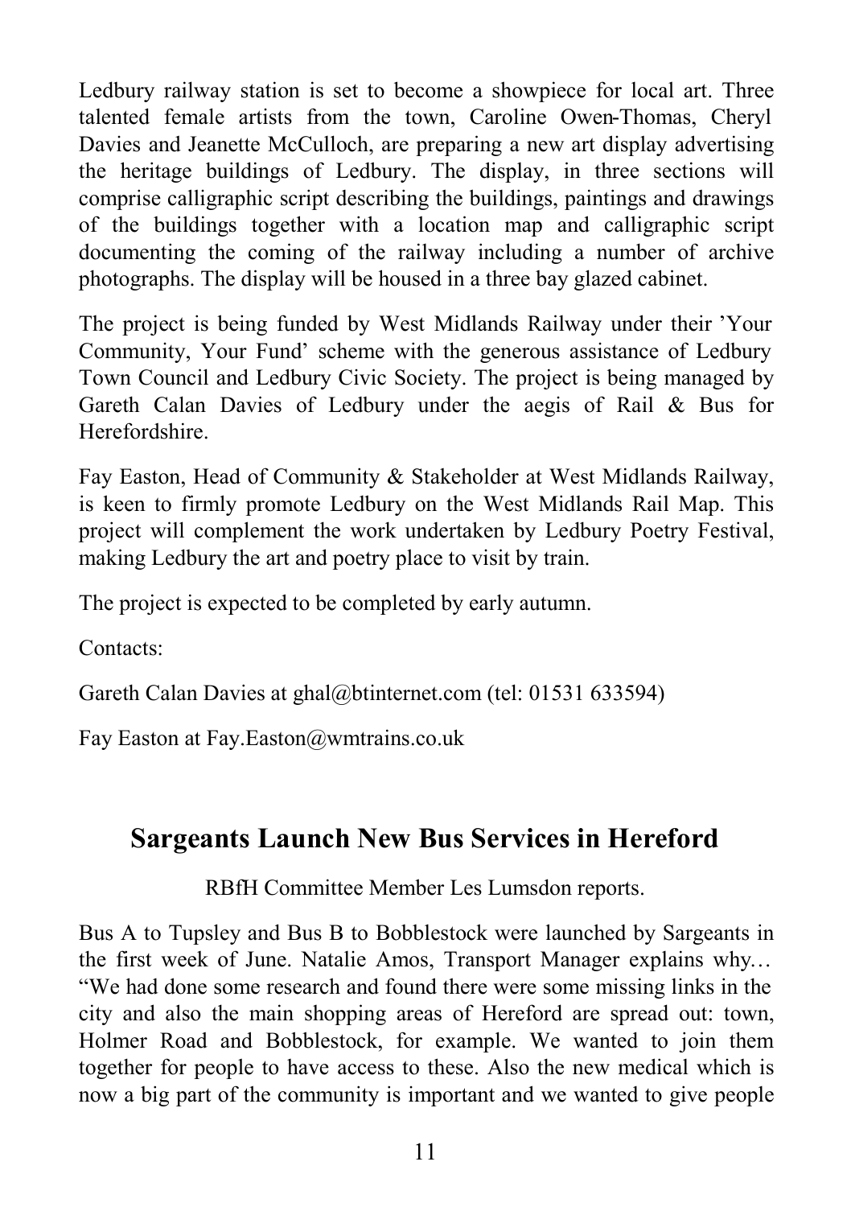Ledbury railway station is set to become a showpiece for local art. Three talented female artists from the town, Caroline Owen-Thomas, Cheryl Davies and Jeanette McCulloch, are preparing a new art display advertising the heritage buildings of Ledbury. The display, in three sections will comprise calligraphic script describing the buildings, paintings and drawings of the buildings together with a location map and calligraphic script documenting the coming of the railway including a number of archive photographs. The display will be housed in a three bay glazed cabinet.

The project is being funded by West Midlands Railway under their 'Your Community, Your Fund' scheme with the generous assistance of Ledbury Town Council and Ledbury Civic Society. The project is being managed by Gareth Calan Davies of Ledbury under the aegis of Rail & Bus for Herefordshire.

Fay Easton, Head of Community & Stakeholder at West Midlands Railway, is keen to firmly promote Ledbury on the West Midlands Rail Map. This project will complement the work undertaken by Ledbury Poetry Festival, making Ledbury the art and poetry place to visit by train.

The project is expected to be completed by early autumn.

Contacts:

Gareth Calan Davies at ghal@btinternet.com (tel: 01531 633594)

Fay Easton at Fay.Easton@wmtrains.co.uk

## Sargeants Launch New Bus Services in Hereford

RBfH Committee Member Les Lumsdon reports.

Bus A to Tupsley and Bus B to Bobblestock were launched by Sargeants in the first week of June. Natalie Amos, Transport Manager explains why… "We had done some research and found there were some missing links in the city and also the main shopping areas of Hereford are spread out: town, Holmer Road and Bobblestock, for example. We wanted to join them together for people to have access to these. Also the new medical which is now a big part of the community is important and we wanted to give people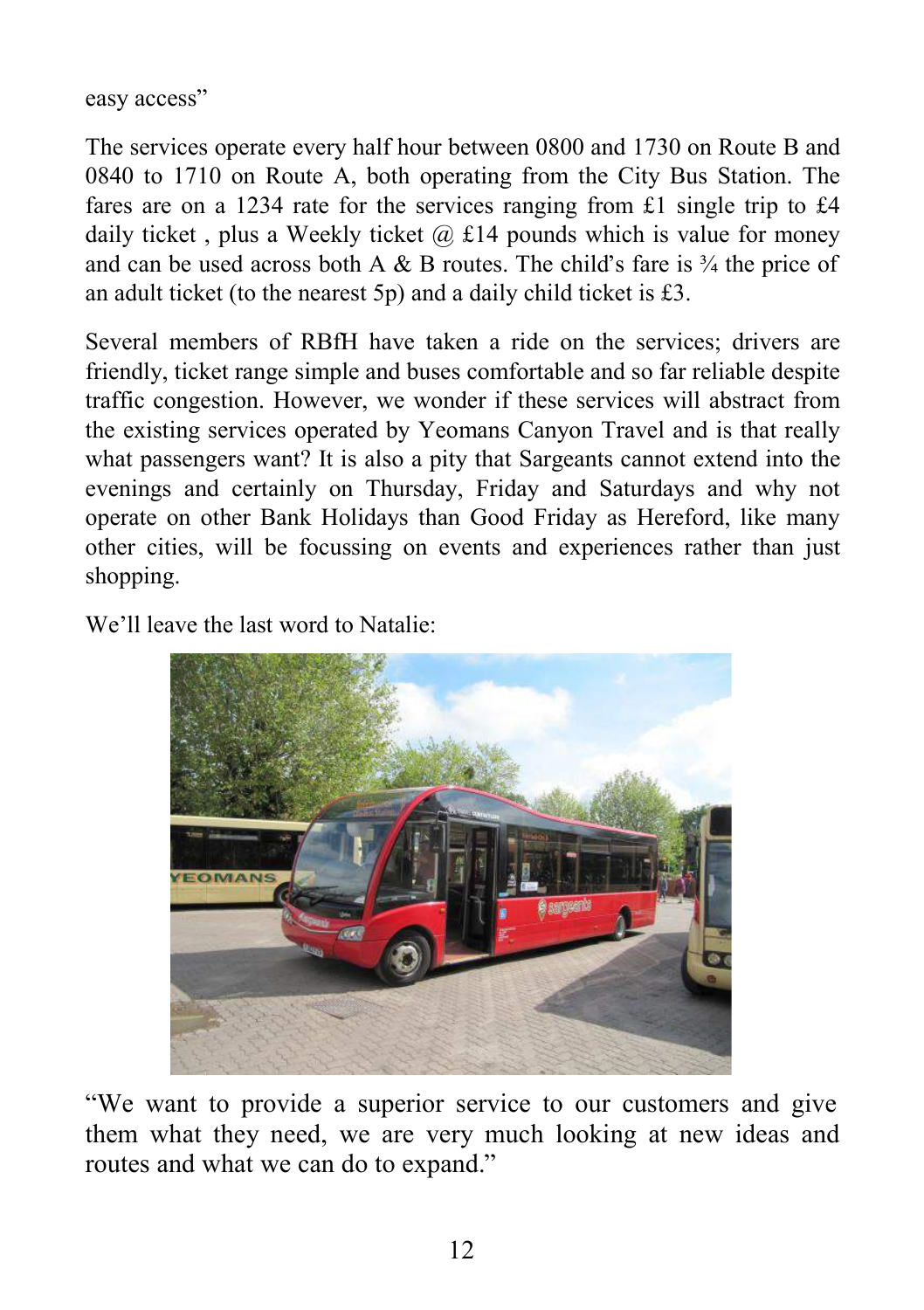easy access"

The services operate every half hour between 0800 and 1730 on Route B and 0840 to 1710 on Route A, both operating from the City Bus Station. The fares are on a 1234 rate for the services ranging from £1 single trip to £4 daily ticket , plus a Weekly ticket @ £14 pounds which is value for money and can be used across both A & B routes. The child's fare is ¾ the price of an adult ticket (to the nearest 5p) and a daily child ticket is £3.

Several members of RBfH have taken a ride on the services; drivers are friendly, ticket range simple and buses comfortable and so far reliable despite traffic congestion. However, we wonder if these services will abstract from the existing services operated by Yeomans Canyon Travel and is that really what passengers want? It is also a pity that Sargeants cannot extend into the evenings and certainly on Thursday, Friday and Saturdays and why not operate on other Bank Holidays than Good Friday as Hereford, like many other cities, will be focussing on events and experiences rather than just shopping.

We'll leave the last word to Natalie:

"We want to provide a superior service to our customers and give them what they need, we are very much looking at new ideas and routes and what we can do to expand."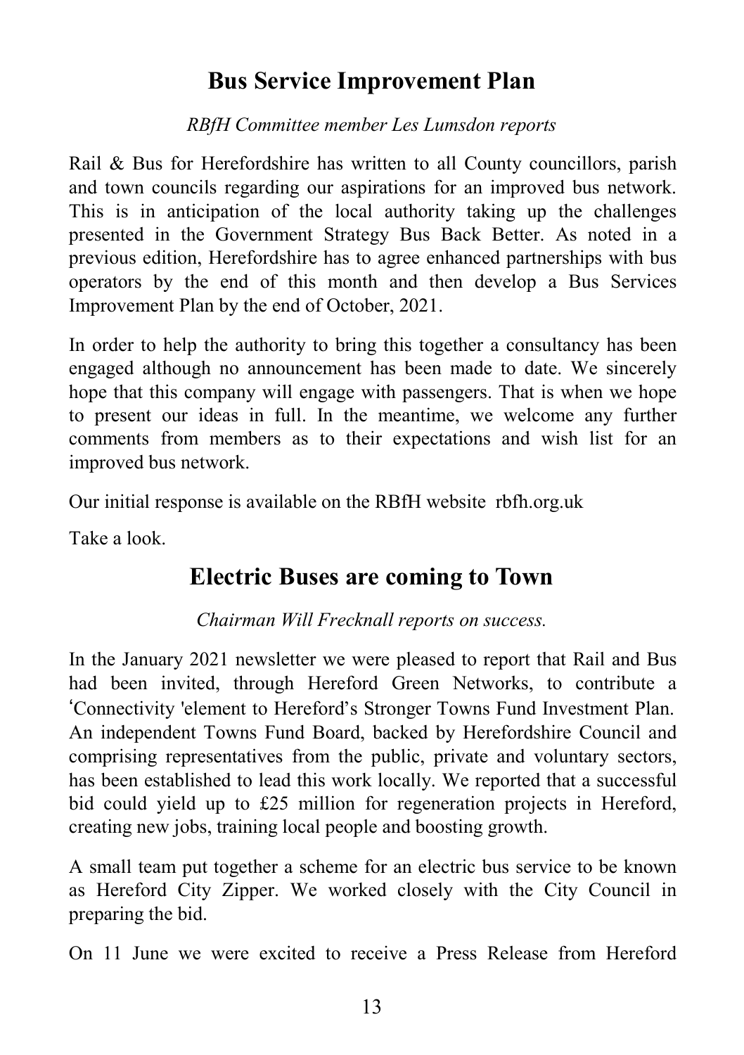## Bus Service Improvement Plan

*RBfH Committee member Les Lumsdon reports*

Rail & Bus for Herefordshire has written to all County councillors, parish and town councils regarding our aspirations for an improved bus network. This is in anticipation of the local authority taking up the challenges presented in the Government Strategy Bus Back Better. As noted in a previous edition, Herefordshire has to agree enhanced partnerships with bus operators by the end of this month and then develop a Bus Services Improvement Plan by the end of October, 2021.

In order to help the authority to bring this together a consultancy has been engaged although no announcement has been made to date. We sincerely hope that this company will engage with passengers. That is when we hope to present our ideas in full. In the meantime, we welcome any further comments from members as to their expectations and wish list for an improved bus network.

Our initial response is available on the RBfH website rbfh.org.uk

Take a look.

## Electric Buses are coming to Town

*Chairman Will Frecknall reports on success.*

In the January 2021 newsletter we were pleased to report that Rail and Bus had been invited, through Hereford Green Networks, to contribute a ‘Connectivity 'element to Hereford’s Stronger Towns Fund Investment Plan. An independent Towns Fund Board, backed by Herefordshire Council and comprising representatives from the public, private and voluntary sectors, has been established to lead this work locally. We reported that a successful bid could yield up to £25 million for regeneration projects in Hereford, creating new jobs, training local people and boosting growth.

A small team put together a scheme for an electric bus service to be known as Hereford City Zipper. We worked closely with the City Council in preparing the bid.

On 11 June we were excited to receive a Press Release from Hereford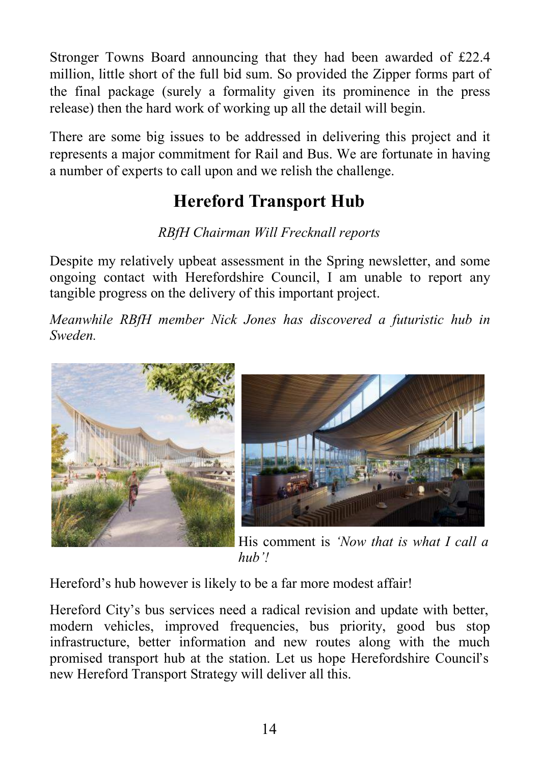Stronger Towns Board announcing that they had been awarded of £22.4 million, little short of the full bid sum. So provided the Zipper forms part of the final package (surely a formality given its prominence in the press release) then the hard work of working up all the detail will begin.

There are some big issues to be addressed in delivering this project and it represents a major commitment for Rail and Bus. We are fortunate in having a number of experts to call upon and we relish the challenge.

## Hereford Transport Hub

*RBfH Chairman Will Frecknall reports*

Despite my relatively upbeat assessment in the Spring newsletter, and some ongoing contact with Herefordshire Council, I am unable to report any tangible progress on the delivery of this important project.

*Meanwhile RBfH member Nick Jones has discovered a futuristic hub in Sweden.*

His comment is *'Now that is what I call a hub'!*

Hereford's hub however is likely to be a far more modest affair!

Hereford City's bus services need a radical revision and update with better, modern vehicles, improved frequencies, bus priority, good bus stop infrastructure, better information and new routes along with the much promised transport hub at the station. Let us hope Herefordshire Council's new Hereford Transport Strategy will deliver all this.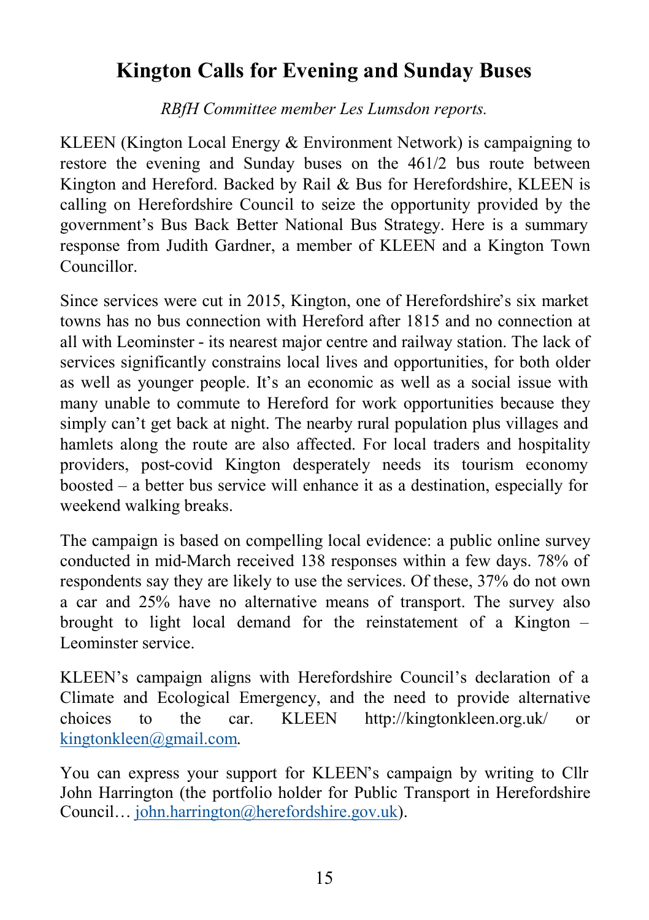## Kington Calls for Evening and Sunday Buses

*RBfH Committee member Les Lumsdon reports.*

KLEEN (Kington Local Energy & Environment Network) is campaigning to restore the evening and Sunday buses on the 461/2 bus route between Kington and Hereford. Backed by Rail & Bus for Herefordshire, KLEEN is calling on Herefordshire Council to seize the opportunity provided by the government's Bus Back Better National Bus Strategy. Here is a summary response from Judith Gardner, a member of KLEEN and a Kington Town Councillor.

Since services were cut in 2015, Kington, one of Herefordshire's six market towns has no bus connection with Hereford after 1815 and no connection at all with Leominster - its nearest major centre and railway station. The lack of services significantly constrains local lives and opportunities, for both older as well as younger people. It's an economic as well as a social issue with many unable to commute to Hereford for work opportunities because they simply can't get back at night. The nearby rural population plus villages and hamlets along the route are also affected. For local traders and hospitality providers, post-covid Kington desperately needs its tourism economy boosted – a better bus service will enhance it as a destination, especially for weekend walking breaks.

The campaign is based on compelling local evidence: a public online survey conducted in mid-March received 138 responses within a few days. 78% of respondents say they are likely to use the services. Of these, 37% do not own a car and 25% have no alternative means of transport. The survey also brought to light local demand for the reinstatement of a Kington – Leominster service.

KLEEN's campaign aligns with Herefordshire Council's declaration of a Climate and Ecological Emergency, and the need to provide alternative choices to the car. KLEEN http://kingtonkleen.org.uk/ or kingtonkleen@gmail.com.

You can express your support for KLEEN's campaign by writing to Cllr John Harrington (the portfolio holder for Public Transport in Herefordshire Council… john.harrington@herefordshire.gov.uk).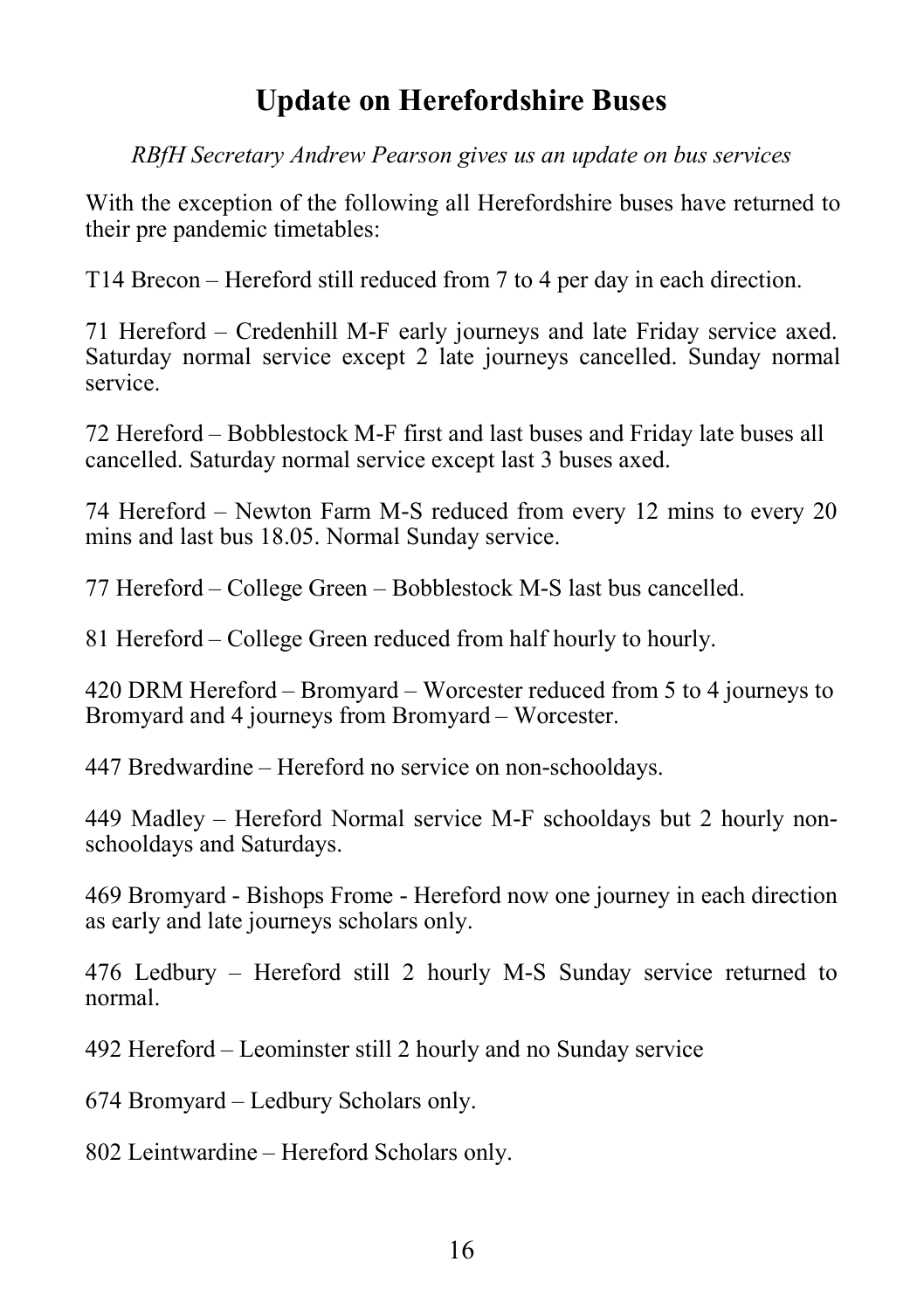# Update on Herefordshire Buses

*RBfH Secretary Andrew Pearson gives us an update on bus services*

With the exception of the following all Herefordshire buses have returned to their pre pandemic timetables:

T14 Brecon – Hereford still reduced from 7 to 4 per day in each direction.

71 Hereford – Credenhill M-F early journeys and late Friday service axed. Saturday normal service except 2 late journeys cancelled. Sunday normal service.

72 Hereford – Bobblestock M-F first and last buses and Friday late buses all cancelled. Saturday normal service except last 3 buses axed.

74 Hereford – Newton Farm M-S reduced from every 12 mins to every 20 mins and last bus 18.05. Normal Sunday service.

77 Hereford – College Green – Bobblestock M-S last bus cancelled.

81 Hereford – College Green reduced from half hourly to hourly.

420 DRM Hereford – Bromyard – Worcester reduced from 5 to 4 journeys to Bromyard and 4 journeys from Bromyard – Worcester.

447 Bredwardine – Hereford no service on non-schooldays.

449 Madley – Hereford Normal service M-F schooldays but 2 hourly non-schooldays and Saturdays.

469 Bromyard - Bishops Frome - Hereford now one journey in each direction as early and late journeys scholars only.

476 Ledbury – Hereford still 2 hourly M-S Sunday service returned to normal.

492 Hereford – Leominster still 2 hourly and no Sunday service

674 Bromyard – Ledbury Scholars only.

802 Leintwardine – Hereford Scholars only.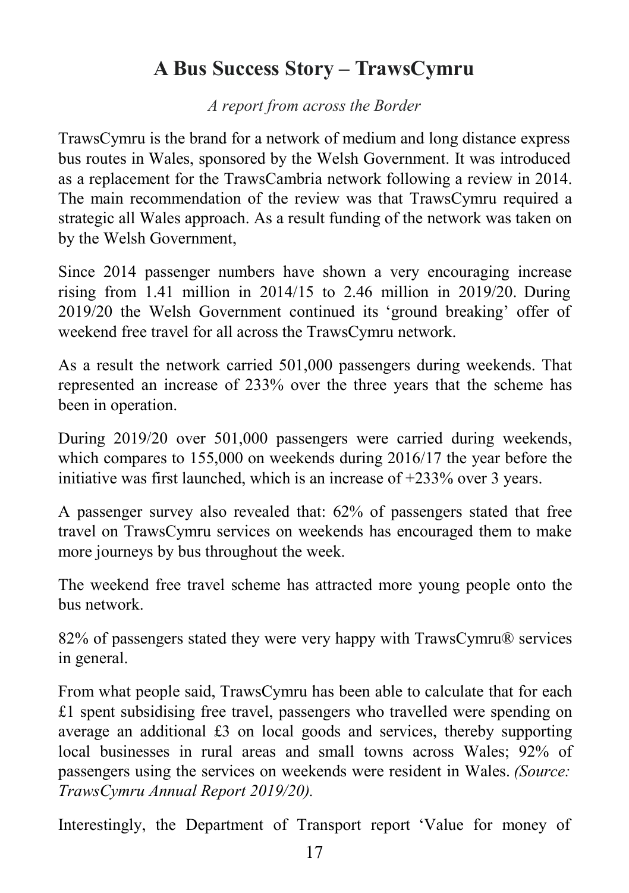# A Bus Success Story – TrawsCymru

*A report from across the Border*

TrawsCymru is the brand for a network of medium and long distance express bus routes in Wales, sponsored by the Welsh Government. It was introduced as a replacement for the TrawsCambria network following a review in 2014. The main recommendation of the review was that TrawsCymru required a strategic all Wales approach. As a result funding of the network was taken on by the Welsh Government,

Since 2014 passenger numbers have shown a very encouraging increase rising from 1.41 million in 2014/15 to 2.46 million in 2019/20. During 2019/20 the Welsh Government continued its 'ground breaking' offer of weekend free travel for all across the TrawsCymru network.

As a result the network carried 501,000 passengers during weekends. That represented an increase of 233% over the three years that the scheme has been in operation.

During 2019/20 over 501,000 passengers were carried during weekends, which compares to 155,000 on weekends during 2016/17 the year before the initiative was first launched, which is an increase of +233% over 3 years.

A passenger survey also revealed that: 62% of passengers stated that free travel on TrawsCymru services on weekends has encouraged them to make more journeys by bus throughout the week.

The weekend free travel scheme has attracted more young people onto the bus network.

82% of passengers stated they were very happy with TrawsCymru® services in general.

From what people said, TrawsCymru has been able to calculate that for each £1 spent subsidising free travel, passengers who travelled were spending on average an additional £3 on local goods and services, thereby supporting local businesses in rural areas and small towns across Wales; 92% of passengers using the services on weekends were resident in Wales. *(Source: TrawsCymru Annual Report 2019/20).*

Interestingly, the Department of Transport report 'Value for money of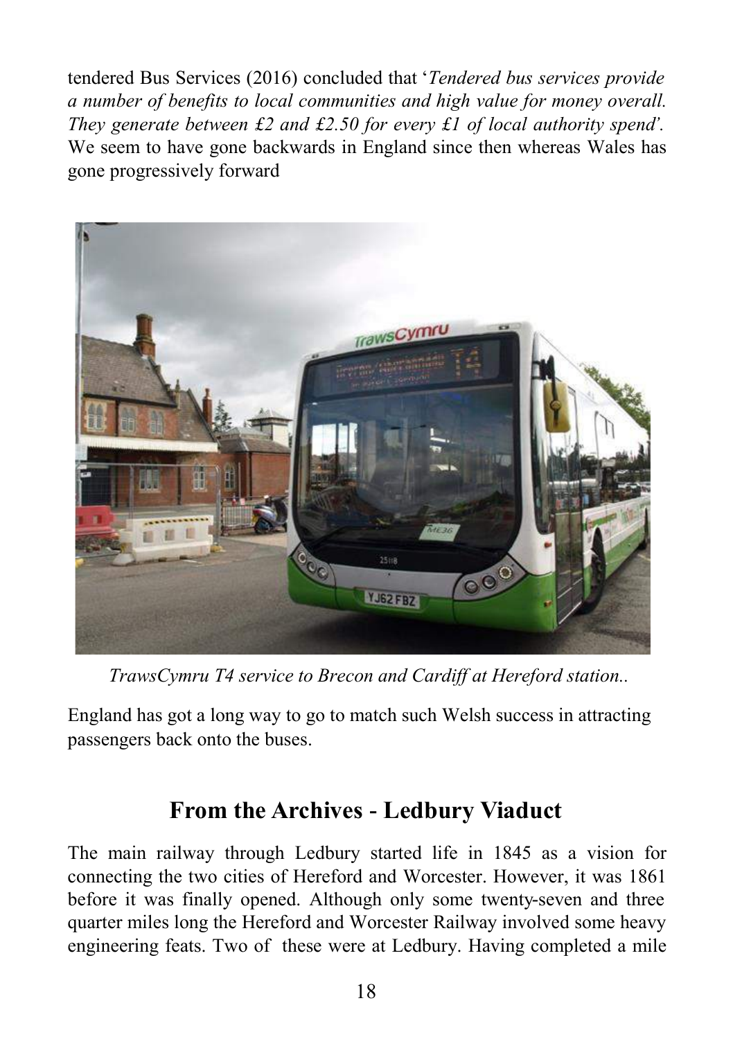tendered Bus Services (2016) concluded that '*Tendered bus services provide a number of benefits to local communities and high value for money overall. They generate between £2 and £2.50 for every £1 of local authority spend*'. We seem to have gone backwards in England since then whereas Wales has gone progressively forward

*TrawsCymru T4 service to Brecon and Cardiff at Hereford station..*

England has got a long way to go to match such Welsh success in attracting passengers back onto the buses.

## From the Archives - Ledbury Viaduct

The main railway through Ledbury started life in 1845 as a vision for connecting the two cities of Hereford and Worcester. However, it was 1861 before it was finally opened. Although only some twenty-seven and three quarter miles long the Hereford and Worcester Railway involved some heavy engineering feats. Two of these were at Ledbury. Having completed a mile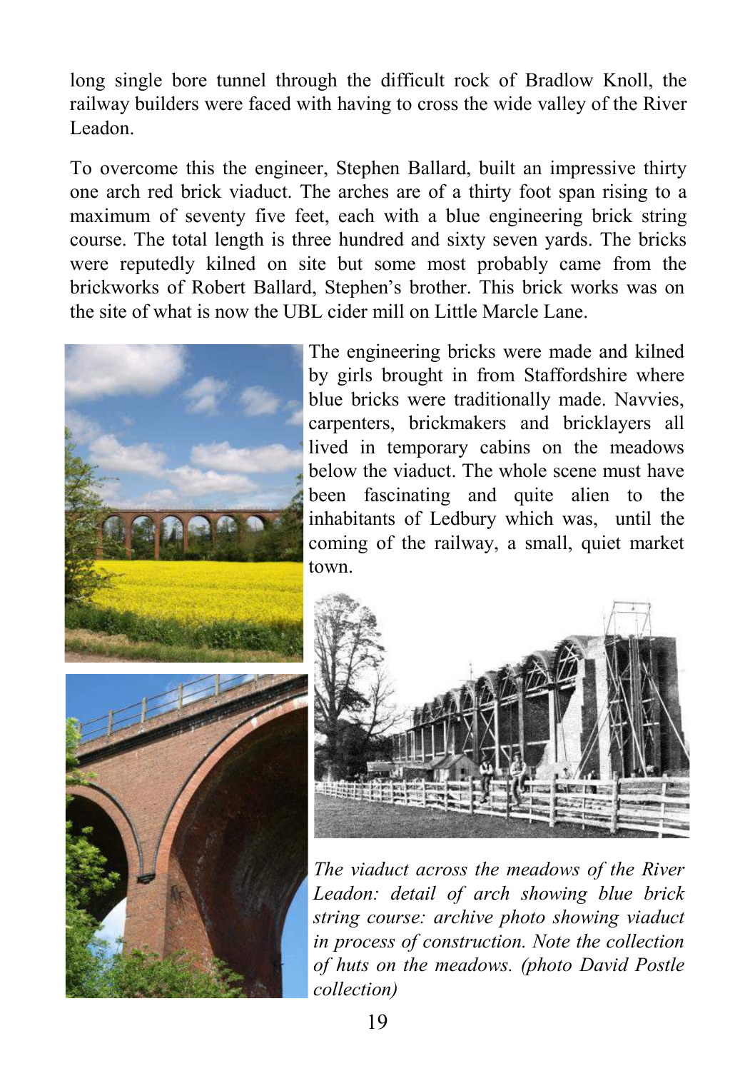long single bore tunnel through the difficult rock of Bradlow Knoll, the railway builders were faced with having to cross the wide valley of the River Leadon.

To overcome this the engineer, Stephen Ballard, built an impressive thirty one arch red brick viaduct. The arches are of a thirty foot span rising to a maximum of seventy five feet, each with a blue engineering brick string course. The total length is three hundred and sixty seven yards. The bricks were reputedly kilned on site but some most probably came from the brickworks of Robert Ballard, Stephen's brother. This brick works was on the site of what is now the UBL cider mill on Little Marcle Lane.

The engineering bricks were made and kilned by girls brought in from Staffordshire where blue bricks were traditionally made. Navvies, carpenters, brickmakers and bricklayers all lived in temporary cabins on the meadows below the viaduct. The whole scene must have been fascinating and quite alien to the inhabitants of Ledbury which was, until the coming of the railway, a small, quiet market town.

*The viaduct across the meadows of the River Leadon: detail of arch showing blue brick string course: archive photo showing viaduct in process of construction. Note the collection of huts on the meadows. (photo David Postle collection)*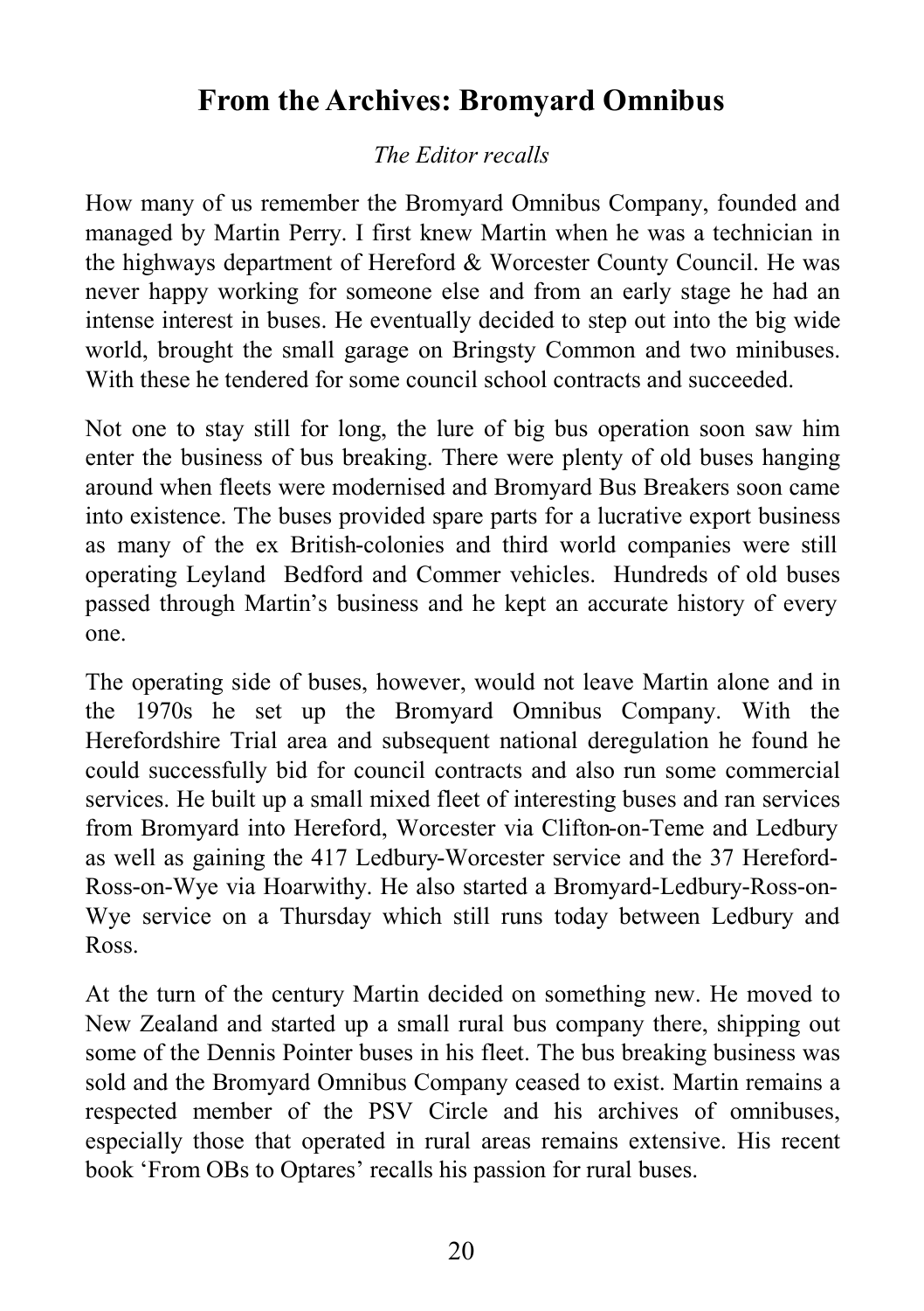# From the Archives: Bromyard Omnibus

*The Editor recalls*

How many of us remember the Bromyard Omnibus Company, founded and managed by Martin Perry. I first knew Martin when he was a technician in the highways department of Hereford & Worcester County Council. He was never happy working for someone else and from an early stage he had an intense interest in buses. He eventually decided to step out into the big wide world, brought the small garage on Bringsty Common and two minibuses. With these he tendered for some council school contracts and succeeded.

Not one to stay still for long, the lure of big bus operation soon saw him enter the business of bus breaking. There were plenty of old buses hanging around when fleets were modernised and Bromyard Bus Breakers soon came into existence. The buses provided spare parts for a lucrative export business as many of the ex British-colonies and third world companies were still operating Leyland Bedford and Commer vehicles. Hundreds of old buses passed through Martin's business and he kept an accurate history of every one.

The operating side of buses, however, would not leave Martin alone and in the 1970s he set up the Bromyard Omnibus Company. With the Herefordshire Trial area and subsequent national deregulation he found he could successfully bid for council contracts and also run some commercial services. He built up a small mixed fleet of interesting buses and ran services from Bromyard into Hereford, Worcester via Clifton-on-Teme and Ledbury as well as gaining the 417 Ledbury-Worcester service and the 37 Hereford-Ross-on-Wye via Hoarwithy. He also started a Bromyard-Ledbury-Ross-on-Wye service on a Thursday which still runs today between Ledbury and Ross.

At the turn of the century Martin decided on something new. He moved to New Zealand and started up a small rural bus company there, shipping out some of the Dennis Pointer buses in his fleet. The bus breaking business was sold and the Bromyard Omnibus Company ceased to exist. Martin remains a respected member of the PSV Circle and his archives of omnibuses, especially those that operated in rural areas remains extensive. His recent book 'From OBs to Optares' recalls his passion for rural buses.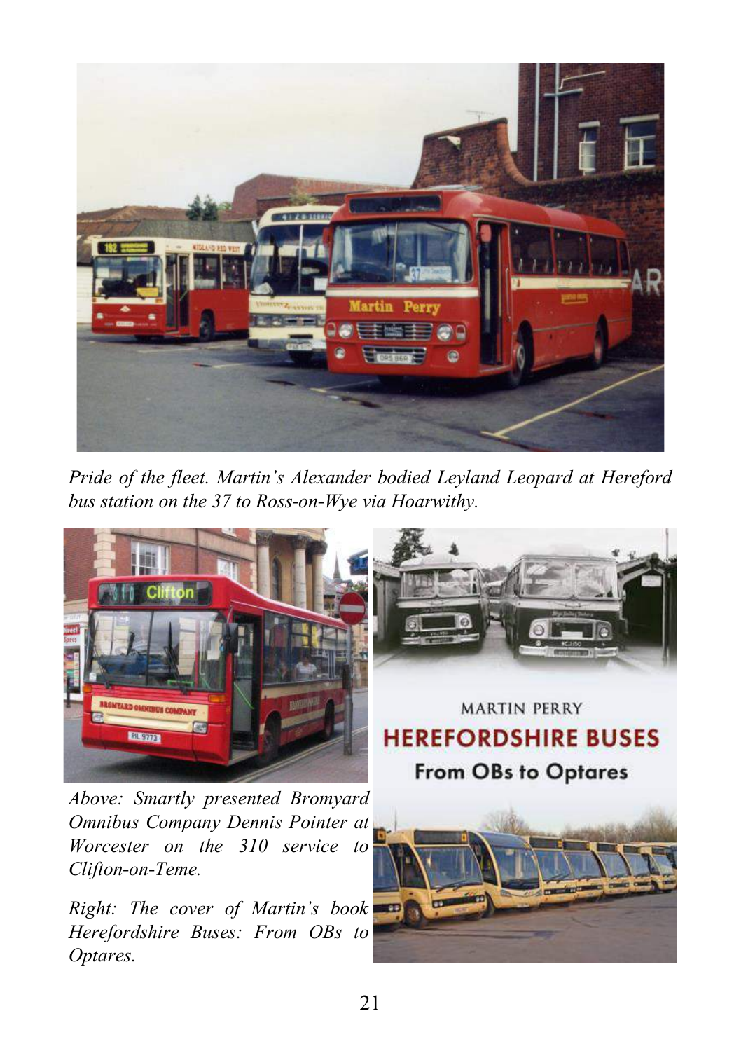*Pride of the fleet. Martin's Alexander bodied Leyland Leopard at Hereford bus station on the 37 to Ross-on-Wye via Hoarwithy.*

*Above: Smartly presented Bromyard Omnibus Company Dennis Pointer at Worcester on the 310 service to Clifton-on-Teme.*

*Right: The cover of Martin's book Herefordshire Buses: From OBs to Optares.*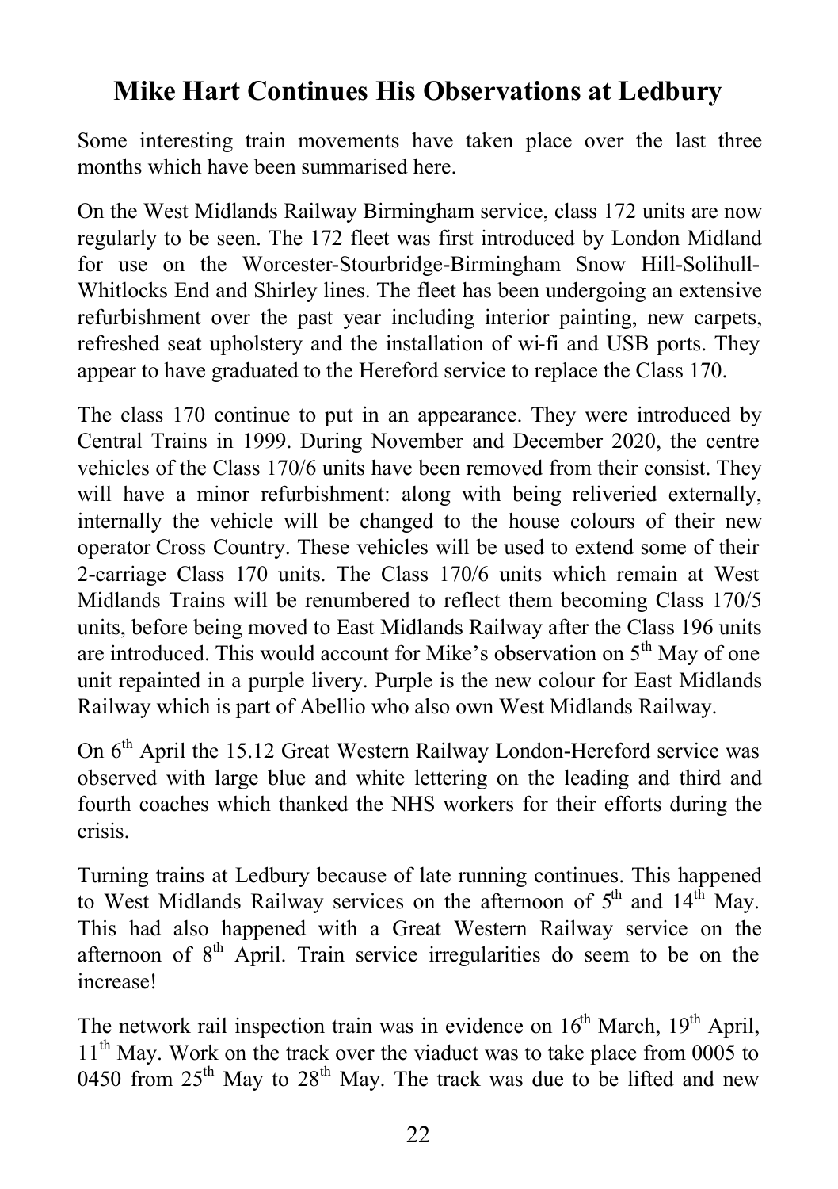## Mike Hart Continues His Observations at Ledbury

Some interesting train movements have taken place over the last three months which have been summarised here.

On the West Midlands Railway Birmingham service, class 172 units are now regularly to be seen. The 172 fleet was first introduced by London Midland for use on the Worcester-Stourbridge-Birmingham Snow Hill-Solihull-Whitlocks End and Shirley lines. The fleet has been undergoing an extensive refurbishment over the past year including interior painting, new carpets, refreshed seat upholstery and the installation of wi-fi and USB ports. They appear to have graduated to the Hereford service to replace the Class 170.

The class 170 continue to put in an appearance. They were introduced by Central Trains in 1999. During November and December 2020, the centre vehicles of the Class 170/6 units have been removed from their consist. They will have a minor refurbishment: along with being reliveried externally, internally the vehicle will be changed to the house colours of their new operator Cross Country. These vehicles will be used to extend some of their 2-carriage Class 170 units. The Class 170/6 units which remain at West Midlands Trains will be renumbered to reflect them becoming Class 170/5 units, before being moved to East Midlands Railway after the Class 196 units are introduced. This would account for Mike's observation on 5th May of one unit repainted in a purple livery. Purple is the new colour for East Midlands Railway which is part of Abellio who also own West Midlands Railway.

On 6th April the 15.12 Great Western Railway London-Hereford service was observed with large blue and white lettering on the leading and third and fourth coaches which thanked the NHS workers for their efforts during the crisis.

Turning trains at Ledbury because of late running continues. This happened to West Midlands Railway services on the afternoon of 5th and 14th May. This had also happened with a Great Western Railway service on the afternoon of 8th April. Train service irregularities do seem to be on the increase!

The network rail inspection train was in evidence on 16th March, 19th April, 11th May. Work on the track over the viaduct was to take place from 0005 to 0450 from 25th May to 28th May. The track was due to be lifted and new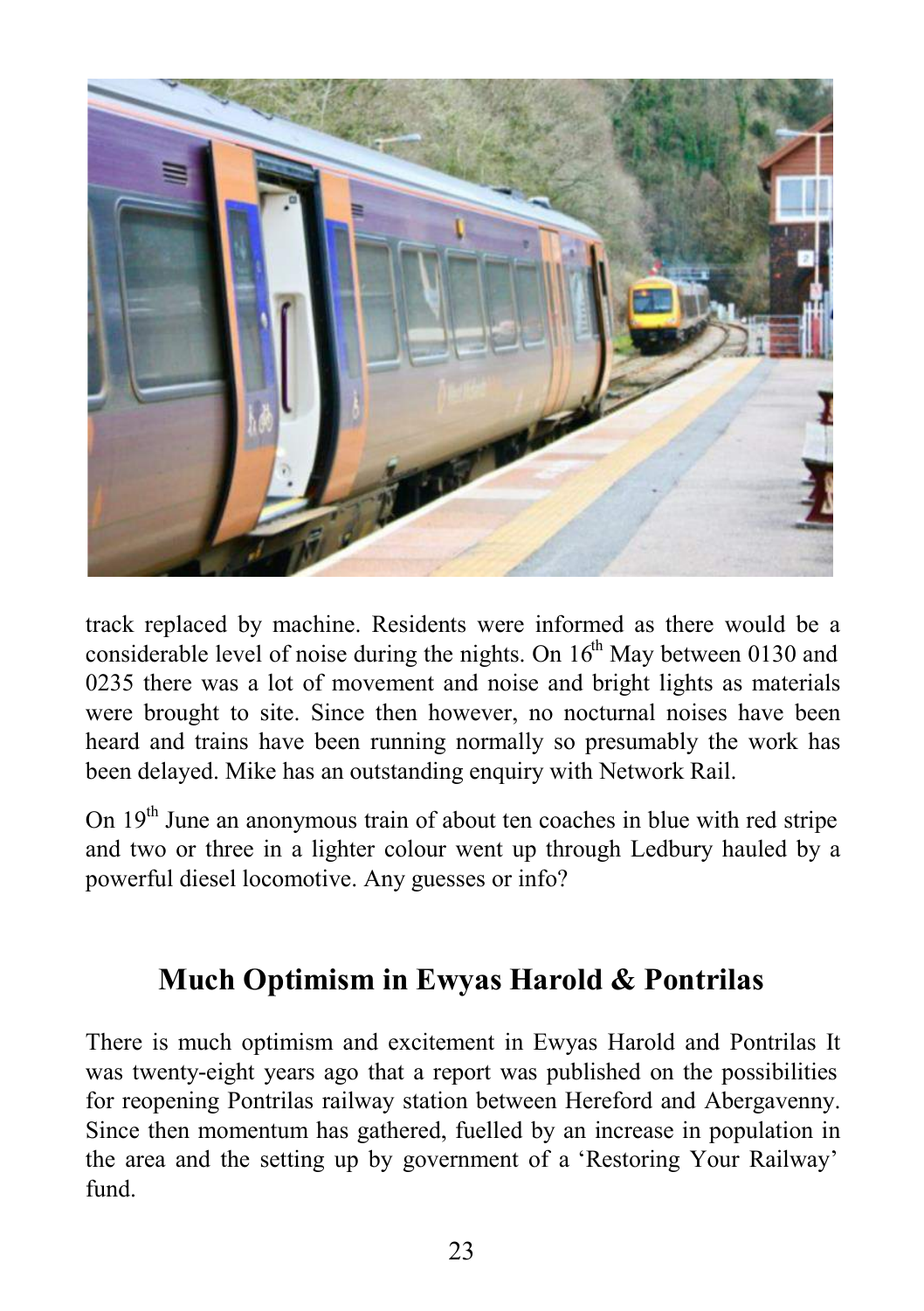track replaced by machine. Residents were informed as there would be a considerable level of noise during the nights. On 16th May between 0130 and 0235 there was a lot of movement and noise and bright lights as materials were brought to site. Since then however, no nocturnal noises have been heard and trains have been running normally so presumably the work has been delayed. Mike has an outstanding enquiry with Network Rail.

On 19th June an anonymous train of about ten coaches in blue with red stripe and two or three in a lighter colour went up through Ledbury hauled by a powerful diesel locomotive. Any guesses or info?

## Much Optimism in Ewyas Harold & Pontrilas

There is much optimism and excitement in Ewyas Harold and Pontrilas It was twenty-eight years ago that a report was published on the possibilities for reopening Pontrilas railway station between Hereford and Abergavenny. Since then momentum has gathered, fuelled by an increase in population in the area and the setting up by government of a 'Restoring Your Railway' fund.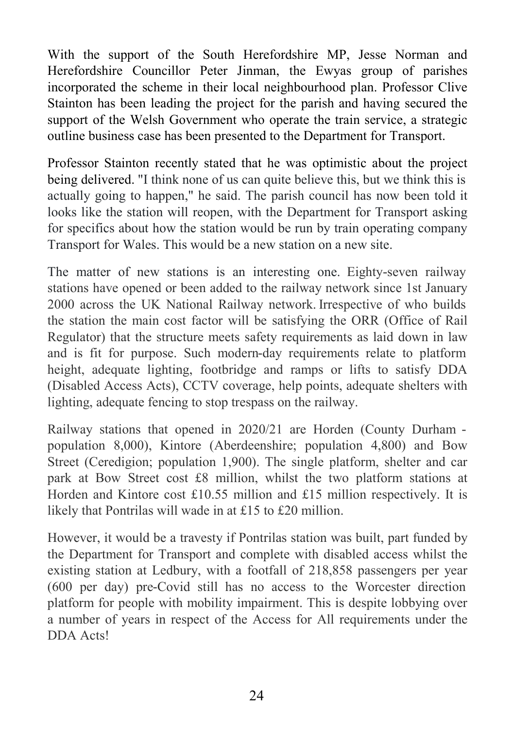With the support of the South Herefordshire MP, Jesse Norman and Herefordshire Councillor Peter Jinman, the Ewyas group of parishes incorporated the scheme in their local neighbourhood plan. Professor Clive Stainton has been leading the project for the parish and having secured the support of the Welsh Government who operate the train service, a strategic outline business case has been presented to the Department for Transport.

Professor Stainton recently stated that he was optimistic about the project being delivered. "I think none of us can quite believe this, but we think this is actually going to happen," he said. The parish council has now been told it looks like the station will reopen, with the Department for Transport asking for specifics about how the station would be run by train operating company Transport for Wales. This would be a new station on a new site.

The matter of new stations is an interesting one. Eighty-seven railway stations have opened or been added to the railway network since 1st January 2000 across the UK National Railway network. Irrespective of who builds the station the main cost factor will be satisfying the ORR (Office of Rail Regulator) that the structure meets safety requirements as laid down in law and is fit for purpose. Such modern-day requirements relate to platform height, adequate lighting, footbridge and ramps or lifts to satisfy DDA (Disabled Access Acts), CCTV coverage, help points, adequate shelters with lighting, adequate fencing to stop trespass on the railway.

Railway stations that opened in 2020/21 are Horden (County Durham - population 8,000), Kintore (Aberdeenshire; population 4,800) and Bow Street (Ceredigion; population 1,900). The single platform, shelter and car park at Bow Street cost £8 million, whilst the two platform stations at Horden and Kintore cost £10.55 million and £15 million respectively. It is likely that Pontrilas will wade in at £15 to £20 million.

However, it would be a travesty if Pontrilas station was built, part funded by the Department for Transport and complete with disabled access whilst the existing station at Ledbury, with a footfall of 218,858 passengers per year (600 per day) pre-Covid still has no access to the Worcester direction platform for people with mobility impairment. This is despite lobbying over a number of years in respect of the Access for All requirements under the DDA Acts!